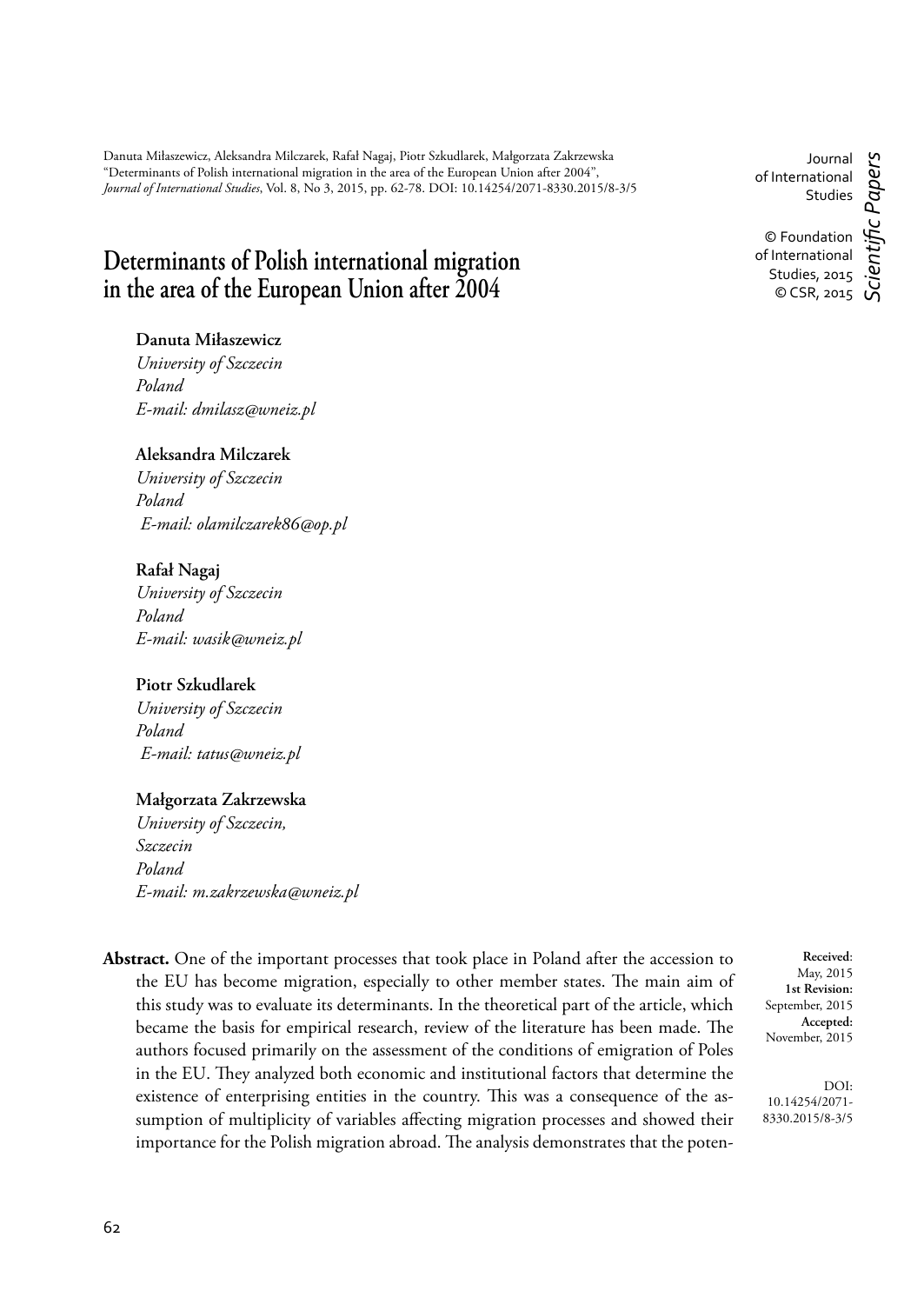Danuta Miłaszewicz, Aleksandra Milczarek, Rafał Nagaj, Piotr Szkudlarek, Małgorzata Zakrzewska "Determinants of Polish international migration in the area of the European Union after 2004", *Journal of International Studies*, Vol. 8, No 3, 2015, pp. 62-78. DOI: 10.14254/2071-8330.2015/8-3/5

Journal of International Studies

© Foundation of International Studies, 2015
© CSR, 2015

*Scientific Papers*

# Determinants of Polish international migration in the area of the European Union after 2004

**Danuta Miłaszewicz**
*University of Szczecin*
*Poland*
*E-mail: dmilasz@wneiz.pl*

**Aleksandra Milczarek**
*University of Szczecin*
*Poland*
*E-mail: olamilczarek86@op.pl*

**Rafał Nagaj**
*University of Szczecin*
*Poland*
*E-mail: wasik@wneiz.pl*

**Piotr Szkudlarek**
*University of Szczecin*
*Poland*
*E-mail: tatus@wneiz.pl*

**Małgorzata Zakrzewska**
*University of Szczecin,*
*Szczecin*
*Poland*
*E-mail: m.zakrzewska@wneiz.pl*

**Received**: May, 2015
**1st Revision:** September, 2015
**Accepted:** November, 2015

DOI: 10.14254/2071-8330.2015/8-3/5

**Abstract.** One of the important processes that took place in Poland after the accession to the EU has become migration, especially to other member states. The main aim of this study was to evaluate its determinants. In the theoretical part of the article, which became the basis for empirical research, review of the literature has been made. The authors focused primarily on the assessment of the conditions of emigration of Poles in the EU. They analyzed both economic and institutional factors that determine the existence of enterprising entities in the country. This was a consequence of the assumption of multiplicity of variables affecting migration processes and showed their importance for the Polish migration abroad. The analysis demonstrates that the poten-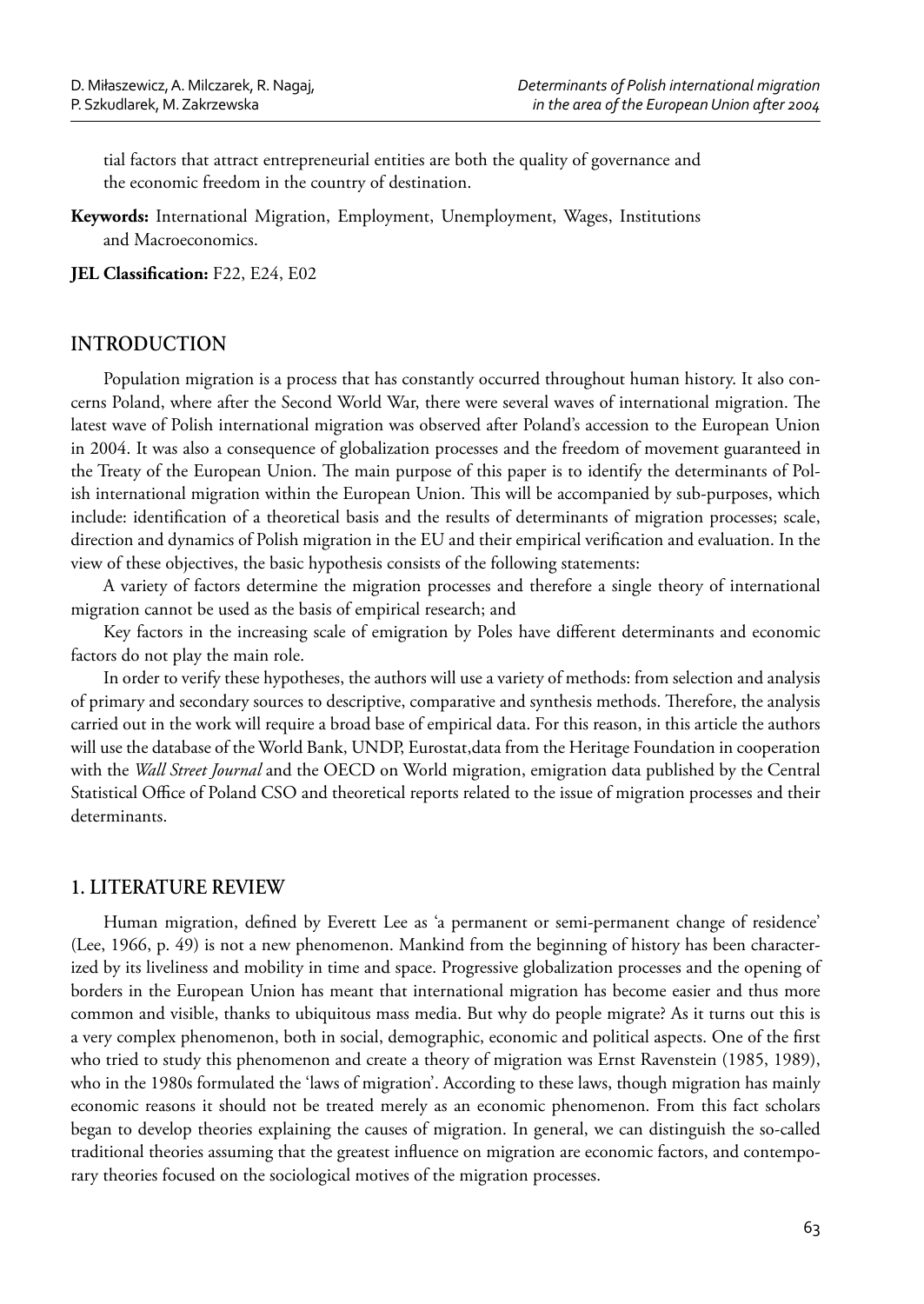tial factors that attract entrepreneurial entities are both the quality of governance and the economic freedom in the country of destination.

**Keywords:** International Migration, Employment, Unemployment, Wages, Institutions and Macroeconomics.

**JEL Classification:** F22, E24, E02

## INTRODUCTION

Population migration is a process that has constantly occurred throughout human history. It also concerns Poland, where after the Second World War, there were several waves of international migration. The latest wave of Polish international migration was observed after Poland's accession to the European Union in 2004. It was also a consequence of globalization processes and the freedom of movement guaranteed in the Treaty of the European Union. The main purpose of this paper is to identify the determinants of Polish international migration within the European Union. This will be accompanied by sub-purposes, which include: identification of a theoretical basis and the results of determinants of migration processes; scale, direction and dynamics of Polish migration in the EU and their empirical verification and evaluation. In the view of these objectives, the basic hypothesis consists of the following statements:

A variety of factors determine the migration processes and therefore a single theory of international migration cannot be used as the basis of empirical research; and

Key factors in the increasing scale of emigration by Poles have different determinants and economic factors do not play the main role.

In order to verify these hypotheses, the authors will use a variety of methods: from selection and analysis of primary and secondary sources to descriptive, comparative and synthesis methods. Therefore, the analysis carried out in the work will require a broad base of empirical data. For this reason, in this article the authors will use the database of the World Bank, UNDP, Eurostat,data from the Heritage Foundation in cooperation with the *Wall Street Journal* and the OECD on World migration, emigration data published by the Central Statistical Office of Poland CSO and theoretical reports related to the issue of migration processes and their determinants.

## 1. LITERATURE REVIEW

Human migration, defined by Everett Lee as 'a permanent or semi-permanent change of residence' (Lee, 1966, p. 49) is not a new phenomenon. Mankind from the beginning of history has been characterized by its liveliness and mobility in time and space. Progressive globalization processes and the opening of borders in the European Union has meant that international migration has become easier and thus more common and visible, thanks to ubiquitous mass media. But why do people migrate? As it turns out this is a very complex phenomenon, both in social, demographic, economic and political aspects. One of the first who tried to study this phenomenon and create a theory of migration was Ernst Ravenstein (1985, 1989), who in the 1980s formulated the 'laws of migration'. According to these laws, though migration has mainly economic reasons it should not be treated merely as an economic phenomenon. From this fact scholars began to develop theories explaining the causes of migration. In general, we can distinguish the so-called traditional theories assuming that the greatest influence on migration are economic factors, and contemporary theories focused on the sociological motives of the migration processes.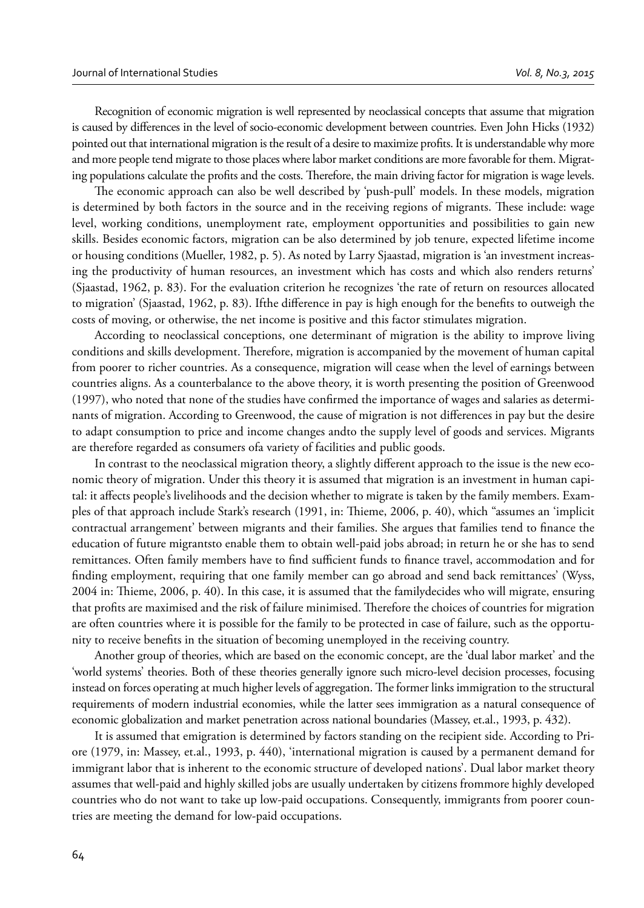Recognition of economic migration is well represented by neoclassical concepts that assume that migration is caused by differences in the level of socio-economic development between countries. Even John Hicks (1932) pointed out that international migration is the result of a desire to maximize profits. It is understandable why more and more people tend migrate to those places where labor market conditions are more favorable for them. Migrating populations calculate the profits and the costs. Therefore, the main driving factor for migration is wage levels.

The economic approach can also be well described by 'push-pull' models. In these models, migration is determined by both factors in the source and in the receiving regions of migrants. These include: wage level, working conditions, unemployment rate, employment opportunities and possibilities to gain new skills. Besides economic factors, migration can be also determined by job tenure, expected lifetime income or housing conditions (Mueller, 1982, p. 5). As noted by Larry Sjaastad, migration is 'an investment increasing the productivity of human resources, an investment which has costs and which also renders returns' (Sjaastad, 1962, p. 83). For the evaluation criterion he recognizes 'the rate of return on resources allocated to migration' (Sjaastad, 1962, p. 83). Ifthe difference in pay is high enough for the benefits to outweigh the costs of moving, or otherwise, the net income is positive and this factor stimulates migration.

According to neoclassical conceptions, one determinant of migration is the ability to improve living conditions and skills development. Therefore, migration is accompanied by the movement of human capital from poorer to richer countries. As a consequence, migration will cease when the level of earnings between countries aligns. As a counterbalance to the above theory, it is worth presenting the position of Greenwood (1997), who noted that none of the studies have confirmed the importance of wages and salaries as determinants of migration. According to Greenwood, the cause of migration is not differences in pay but the desire to adapt consumption to price and income changes andto the supply level of goods and services. Migrants are therefore regarded as consumers ofa variety of facilities and public goods.

In contrast to the neoclassical migration theory, a slightly different approach to the issue is the new economic theory of migration. Under this theory it is assumed that migration is an investment in human capital: it affects people's livelihoods and the decision whether to migrate is taken by the family members. Examples of that approach include Stark's research (1991, in: Thieme, 2006, p. 40), which "assumes an 'implicit contractual arrangement' between migrants and their families. She argues that families tend to finance the education of future migrantsto enable them to obtain well-paid jobs abroad; in return he or she has to send remittances. Often family members have to find sufficient funds to finance travel, accommodation and for finding employment, requiring that one family member can go abroad and send back remittances' (Wyss, 2004 in: Thieme, 2006, p. 40). In this case, it is assumed that the familydecides who will migrate, ensuring that profits are maximised and the risk of failure minimised. Therefore the choices of countries for migration are often countries where it is possible for the family to be protected in case of failure, such as the opportunity to receive benefits in the situation of becoming unemployed in the receiving country.

Another group of theories, which are based on the economic concept, are the 'dual labor market' and the 'world systems' theories. Both of these theories generally ignore such micro-level decision processes, focusing instead on forces operating at much higher levels of aggregation. The former links immigration to the structural requirements of modern industrial economies, while the latter sees immigration as a natural consequence of economic globalization and market penetration across national boundaries (Massey, et.al., 1993, p. 432).

It is assumed that emigration is determined by factors standing on the recipient side. According to Priore (1979, in: Massey, et.al., 1993, p. 440), 'international migration is caused by a permanent demand for immigrant labor that is inherent to the economic structure of developed nations'. Dual labor market theory assumes that well-paid and highly skilled jobs are usually undertaken by citizens frommore highly developed countries who do not want to take up low-paid occupations. Consequently, immigrants from poorer countries are meeting the demand for low-paid occupations.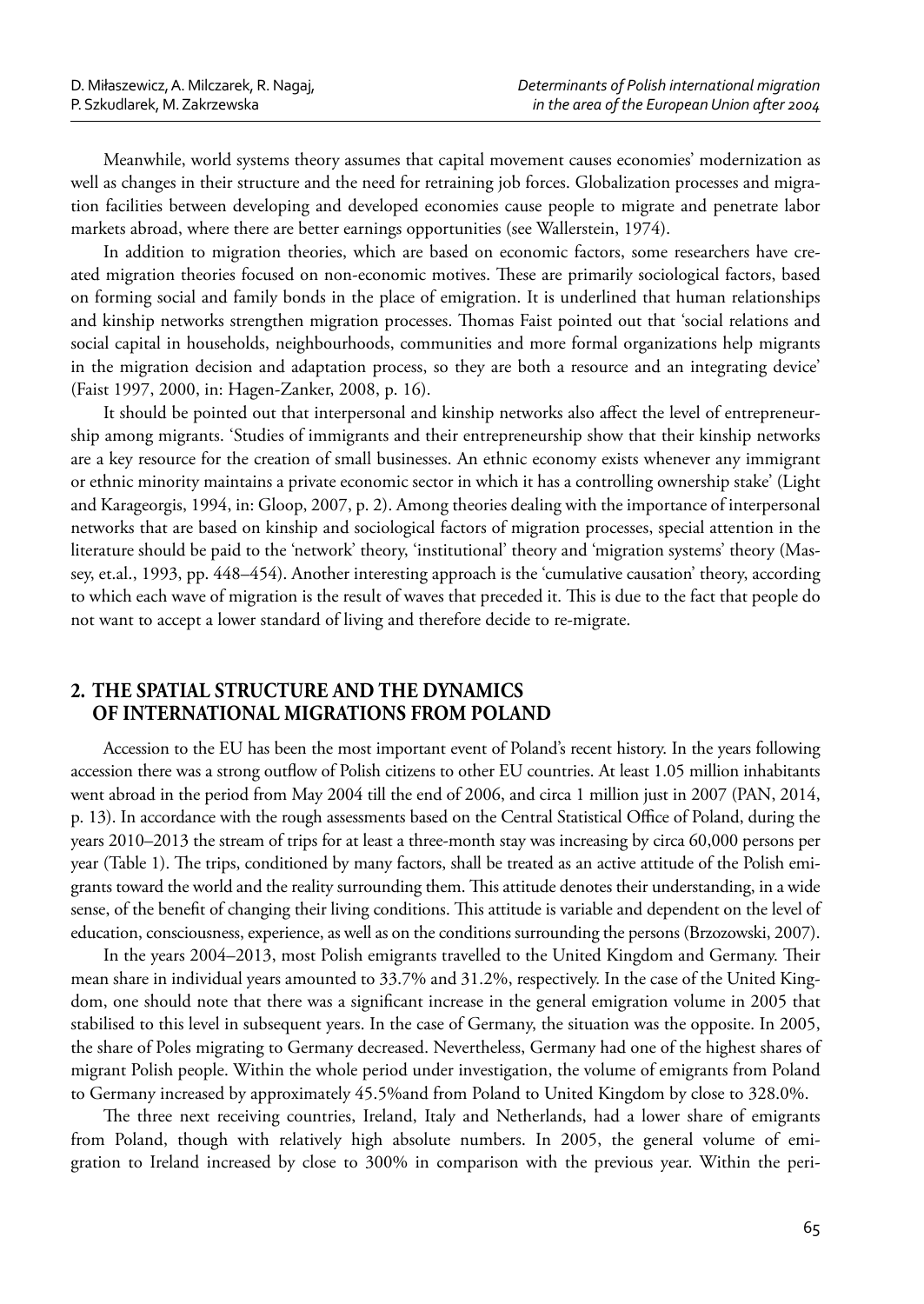Meanwhile, world systems theory assumes that capital movement causes economies' modernization as well as changes in their structure and the need for retraining job forces. Globalization processes and migration facilities between developing and developed economies cause people to migrate and penetrate labor markets abroad, where there are better earnings opportunities (see Wallerstein, 1974).

In addition to migration theories, which are based on economic factors, some researchers have created migration theories focused on non-economic motives. These are primarily sociological factors, based on forming social and family bonds in the place of emigration. It is underlined that human relationships and kinship networks strengthen migration processes. Thomas Faist pointed out that 'social relations and social capital in households, neighbourhoods, communities and more formal organizations help migrants in the migration decision and adaptation process, so they are both a resource and an integrating device' (Faist 1997, 2000, in: Hagen-Zanker, 2008, p. 16).

It should be pointed out that interpersonal and kinship networks also affect the level of entrepreneurship among migrants. 'Studies of immigrants and their entrepreneurship show that their kinship networks are a key resource for the creation of small businesses. An ethnic economy exists whenever any immigrant or ethnic minority maintains a private economic sector in which it has a controlling ownership stake' (Light and Karageorgis, 1994, in: Gloop, 2007, p. 2). Among theories dealing with the importance of interpersonal networks that are based on kinship and sociological factors of migration processes, special attention in the literature should be paid to the 'network' theory, 'institutional' theory and 'migration systems' theory (Massey, et.al., 1993, pp. 448–454). Another interesting approach is the 'cumulative causation' theory, according to which each wave of migration is the result of waves that preceded it. This is due to the fact that people do not want to accept a lower standard of living and therefore decide to re-migrate.

## 2. THE SPATIAL STRUCTURE AND THE DYNAMICS OF INTERNATIONAL MIGRATIONS FROM POLAND

Accession to the EU has been the most important event of Poland's recent history. In the years following accession there was a strong outflow of Polish citizens to other EU countries. At least 1.05 million inhabitants went abroad in the period from May 2004 till the end of 2006, and circa 1 million just in 2007 (PAN, 2014, p. 13). In accordance with the rough assessments based on the Central Statistical Office of Poland, during the years 2010–2013 the stream of trips for at least a three-month stay was increasing by circa 60,000 persons per year (Table 1). The trips, conditioned by many factors, shall be treated as an active attitude of the Polish emigrants toward the world and the reality surrounding them. This attitude denotes their understanding, in a wide sense, of the benefit of changing their living conditions. This attitude is variable and dependent on the level of education, consciousness, experience, as well as on the conditions surrounding the persons (Brzozowski, 2007).

In the years 2004–2013, most Polish emigrants travelled to the United Kingdom and Germany. Their mean share in individual years amounted to 33.7% and 31.2%, respectively. In the case of the United Kingdom, one should note that there was a significant increase in the general emigration volume in 2005 that stabilised to this level in subsequent years. In the case of Germany, the situation was the opposite. In 2005, the share of Poles migrating to Germany decreased. Nevertheless, Germany had one of the highest shares of migrant Polish people. Within the whole period under investigation, the volume of emigrants from Poland to Germany increased by approximately 45.5%and from Poland to United Kingdom by close to 328.0%.

The three next receiving countries, Ireland, Italy and Netherlands, had a lower share of emigrants from Poland, though with relatively high absolute numbers. In 2005, the general volume of emigration to Ireland increased by close to 300% in comparison with the previous year. Within the peri-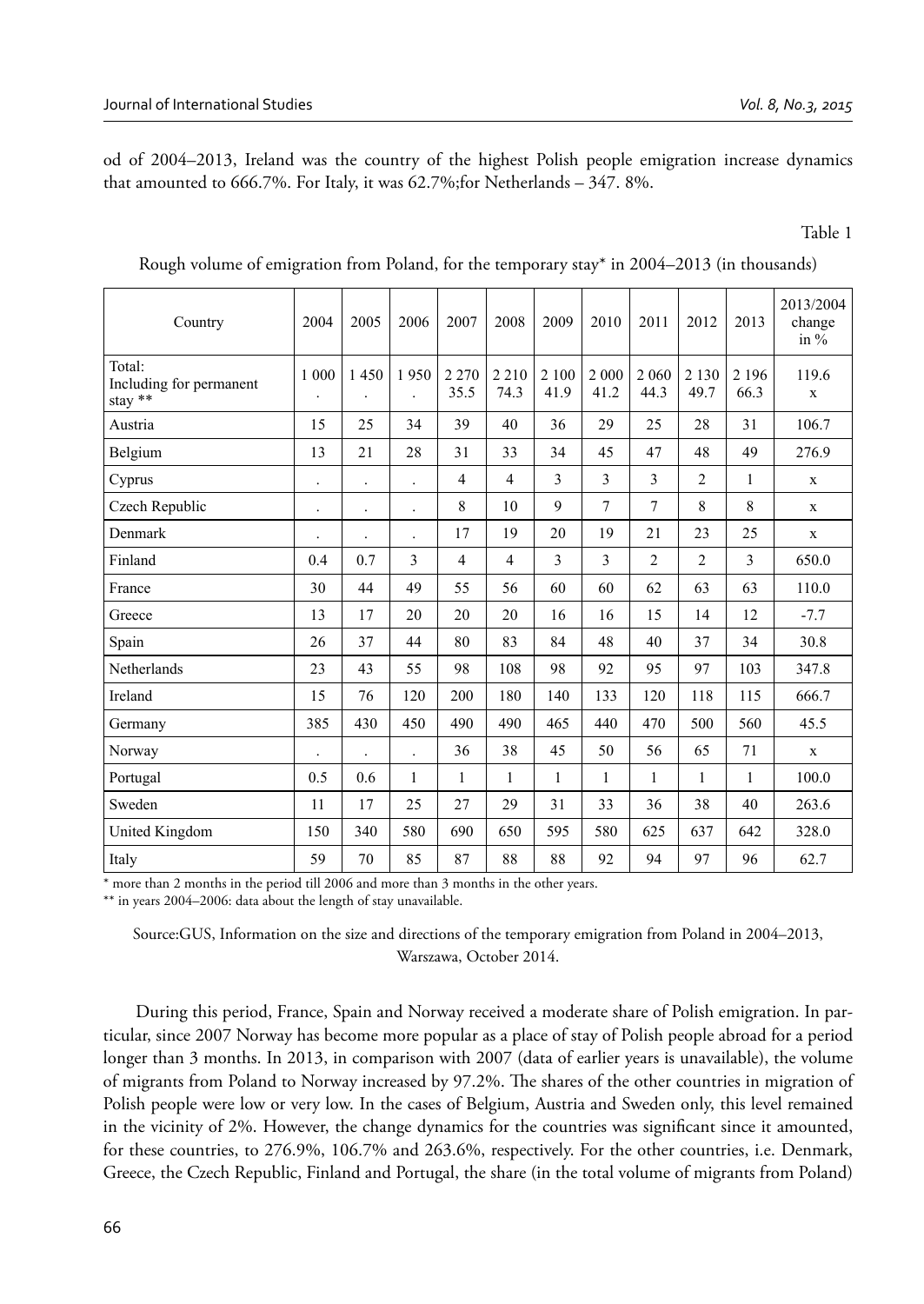od of 2004–2013, Ireland was the country of the highest Polish people emigration increase dynamics that amounted to 666.7%. For Italy, it was 62.7%;for Netherlands – 347. 8%.

Table 1

Rough volume of emigration from Poland, for the temporary stay* in 2004–2013 (in thousands)

| Country | 2004 | 2005 | 2006 | 2007 | 2008 | 2009 | 2010 | 2011 | 2012 | 2013 | 2013/2004 change in % |
|---|---|---|---|---|---|---|---|---|---|---|---|
| Total: Including for permanent stay ** | 1 000 . | 1 450 . | 1 950 . | 2 270 35.5 | 2 210 74.3 | 2 100 41.9 | 2 000 41.2 | 2 060 44.3 | 2 130 49.7 | 2 196 66.3 | 119.6 x |
| Austria | 15 | 25 | 34 | 39 | 40 | 36 | 29 | 25 | 28 | 31 | 106.7 |
| Belgium | 13 | 21 | 28 | 31 | 33 | 34 | 45 | 47 | 48 | 49 | 276.9 |
| Cyprus | . | . | . | 4 | 4 | 3 | 3 | 3 | 2 | 1 | x |
| Czech Republic | . | . | . | 8 | 10 | 9 | 7 | 7 | 8 | 8 | x |
| Denmark | . | . | . | 17 | 19 | 20 | 19 | 21 | 23 | 25 | x |
| Finland | 0.4 | 0.7 | 3 | 4 | 4 | 3 | 3 | 2 | 2 | 3 | 650.0 |
| France | 30 | 44 | 49 | 55 | 56 | 60 | 60 | 62 | 63 | 63 | 110.0 |
| Greece | 13 | 17 | 20 | 20 | 20 | 16 | 16 | 15 | 14 | 12 | -7.7 |
| Spain | 26 | 37 | 44 | 80 | 83 | 84 | 48 | 40 | 37 | 34 | 30.8 |
| Netherlands | 23 | 43 | 55 | 98 | 108 | 98 | 92 | 95 | 97 | 103 | 347.8 |
| Ireland | 15 | 76 | 120 | 200 | 180 | 140 | 133 | 120 | 118 | 115 | 666.7 |
| Germany | 385 | 430 | 450 | 490 | 490 | 465 | 440 | 470 | 500 | 560 | 45.5 |
| Norway | . | . | . | 36 | 38 | 45 | 50 | 56 | 65 | 71 | x |
| Portugal | 0.5 | 0.6 | 1 | 1 | 1 | 1 | 1 | 1 | 1 | 1 | 100.0 |
| Sweden | 11 | 17 | 25 | 27 | 29 | 31 | 33 | 36 | 38 | 40 | 263.6 |
| United Kingdom | 150 | 340 | 580 | 690 | 650 | 595 | 580 | 625 | 637 | 642 | 328.0 |
| Italy | 59 | 70 | 85 | 87 | 88 | 88 | 92 | 94 | 97 | 96 | 62.7 |

* more than 2 months in the period till 2006 and more than 3 months in the other years.

** in years 2004–2006: data about the length of stay unavailable.

Source:GUS, Information on the size and directions of the temporary emigration from Poland in 2004–2013, Warszawa, October 2014.

During this period, France, Spain and Norway received a moderate share of Polish emigration. In particular, since 2007 Norway has become more popular as a place of stay of Polish people abroad for a period longer than 3 months. In 2013, in comparison with 2007 (data of earlier years is unavailable), the volume of migrants from Poland to Norway increased by 97.2%. The shares of the other countries in migration of Polish people were low or very low. In the cases of Belgium, Austria and Sweden only, this level remained in the vicinity of 2%. However, the change dynamics for the countries was significant since it amounted, for these countries, to 276.9%, 106.7% and 263.6%, respectively. For the other countries, i.e. Denmark, Greece, the Czech Republic, Finland and Portugal, the share (in the total volume of migrants from Poland)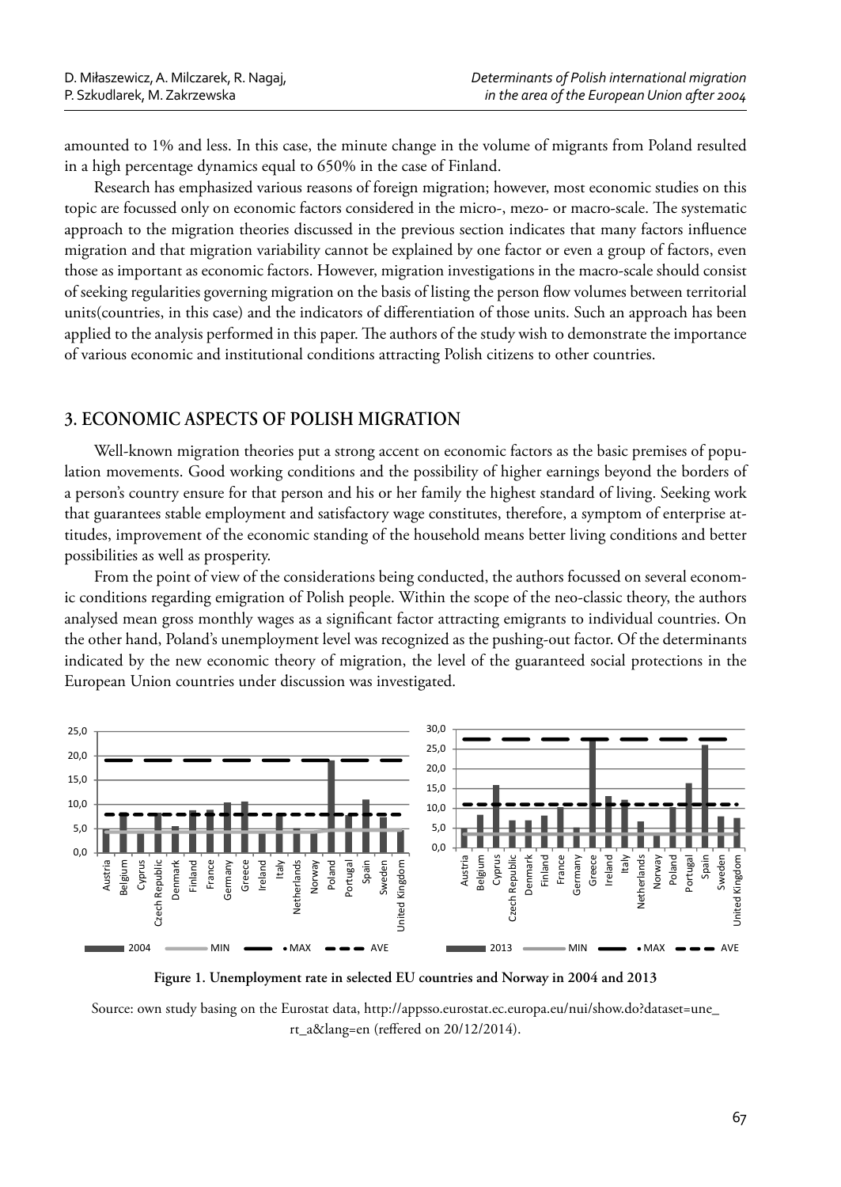amounted to 1% and less. In this case, the minute change in the volume of migrants from Poland resulted in a high percentage dynamics equal to 650% in the case of Finland.

Research has emphasized various reasons of foreign migration; however, most economic studies on this topic are focussed only on economic factors considered in the micro-, mezo- or macro-scale. The systematic approach to the migration theories discussed in the previous section indicates that many factors influence migration and that migration variability cannot be explained by one factor or even a group of factors, even those as important as economic factors. However, migration investigations in the macro-scale should consist of seeking regularities governing migration on the basis of listing the person flow volumes between territorial units(countries, in this case) and the indicators of differentiation of those units. Such an approach has been applied to the analysis performed in this paper. The authors of the study wish to demonstrate the importance of various economic and institutional conditions attracting Polish citizens to other countries.

## 3. ECONOMIC ASPECTS OF POLISH MIGRATION

Well-known migration theories put a strong accent on economic factors as the basic premises of population movements. Good working conditions and the possibility of higher earnings beyond the borders of a person's country ensure for that person and his or her family the highest standard of living. Seeking work that guarantees stable employment and satisfactory wage constitutes, therefore, a symptom of enterprise attitudes, improvement of the economic standing of the household means better living conditions and better possibilities as well as prosperity.

From the point of view of the considerations being conducted, the authors focussed on several economic conditions regarding emigration of Polish people. Within the scope of the neo-classic theory, the authors analysed mean gross monthly wages as a significant factor attracting emigrants to individual countries. On the other hand, Poland's unemployment level was recognized as the pushing-out factor. Of the determinants indicated by the new economic theory of migration, the level of the guaranteed social protections in the European Union countries under discussion was investigated.

**Figure 1. Unemployment rate in selected EU countries and Norway in 2004 and 2013**

Source: own study basing on the Eurostat data, http://appsso.eurostat.ec.europa.eu/nui/show.do?dataset=une_rt_a&lang=en (reffered on 20/12/2014).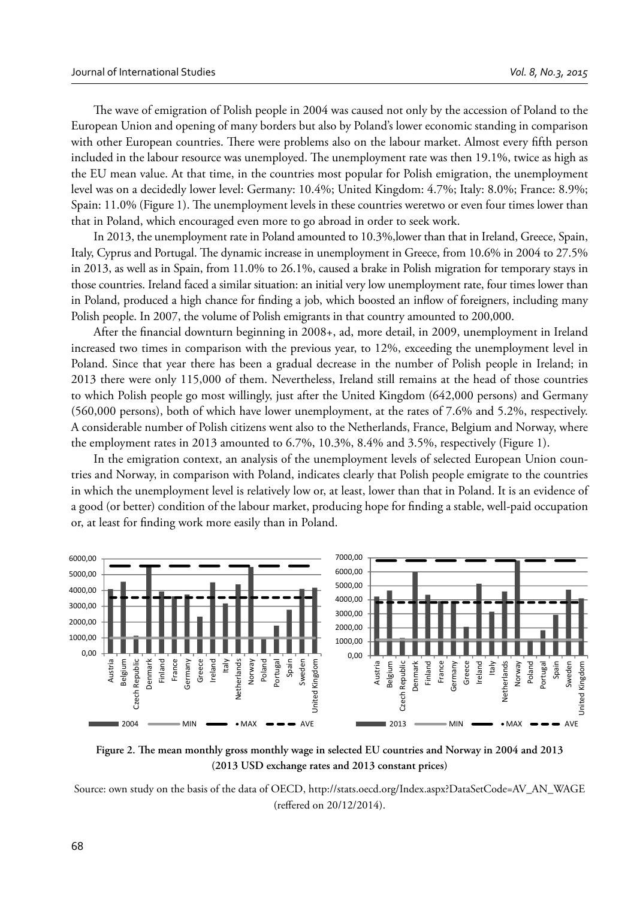The wave of emigration of Polish people in 2004 was caused not only by the accession of Poland to the European Union and opening of many borders but also by Poland's lower economic standing in comparison with other European countries. There were problems also on the labour market. Almost every fifth person included in the labour resource was unemployed. The unemployment rate was then 19.1%, twice as high as the EU mean value. At that time, in the countries most popular for Polish emigration, the unemployment level was on a decidedly lower level: Germany: 10.4%; United Kingdom: 4.7%; Italy: 8.0%; France: 8.9%; Spain: 11.0% (Figure 1). The unemployment levels in these countries weretwo or even four times lower than that in Poland, which encouraged even more to go abroad in order to seek work.

In 2013, the unemployment rate in Poland amounted to 10.3%,lower than that in Ireland, Greece, Spain, Italy, Cyprus and Portugal. The dynamic increase in unemployment in Greece, from 10.6% in 2004 to 27.5% in 2013, as well as in Spain, from 11.0% to 26.1%, caused a brake in Polish migration for temporary stays in those countries. Ireland faced a similar situation: an initial very low unemployment rate, four times lower than in Poland, produced a high chance for finding a job, which boosted an inflow of foreigners, including many Polish people. In 2007, the volume of Polish emigrants in that country amounted to 200,000.

After the financial downturn beginning in 2008+, ad, more detail, in 2009, unemployment in Ireland increased two times in comparison with the previous year, to 12%, exceeding the unemployment level in Poland. Since that year there has been a gradual decrease in the number of Polish people in Ireland; in 2013 there were only 115,000 of them. Nevertheless, Ireland still remains at the head of those countries to which Polish people go most willingly, just after the United Kingdom (642,000 persons) and Germany (560,000 persons), both of which have lower unemployment, at the rates of 7.6% and 5.2%, respectively. A considerable number of Polish citizens went also to the Netherlands, France, Belgium and Norway, where the employment rates in 2013 amounted to 6.7%, 10.3%, 8.4% and 3.5%, respectively (Figure 1).

In the emigration context, an analysis of the unemployment levels of selected European Union countries and Norway, in comparison with Poland, indicates clearly that Polish people emigrate to the countries in which the unemployment level is relatively low or, at least, lower than that in Poland. It is an evidence of a good (or better) condition of the labour market, producing hope for finding a stable, well-paid occupation or, at least for finding work more easily than in Poland.

**Figure 2. The mean monthly gross monthly wage in selected EU countries and Norway in 2004 and 2013 (2013 USD exchange rates and 2013 constant prices)**

Source: own study on the basis of the data of OECD, http://stats.oecd.org/Index.aspx?DataSetCode=AV_AN_WAGE (reffered on 20/12/2014).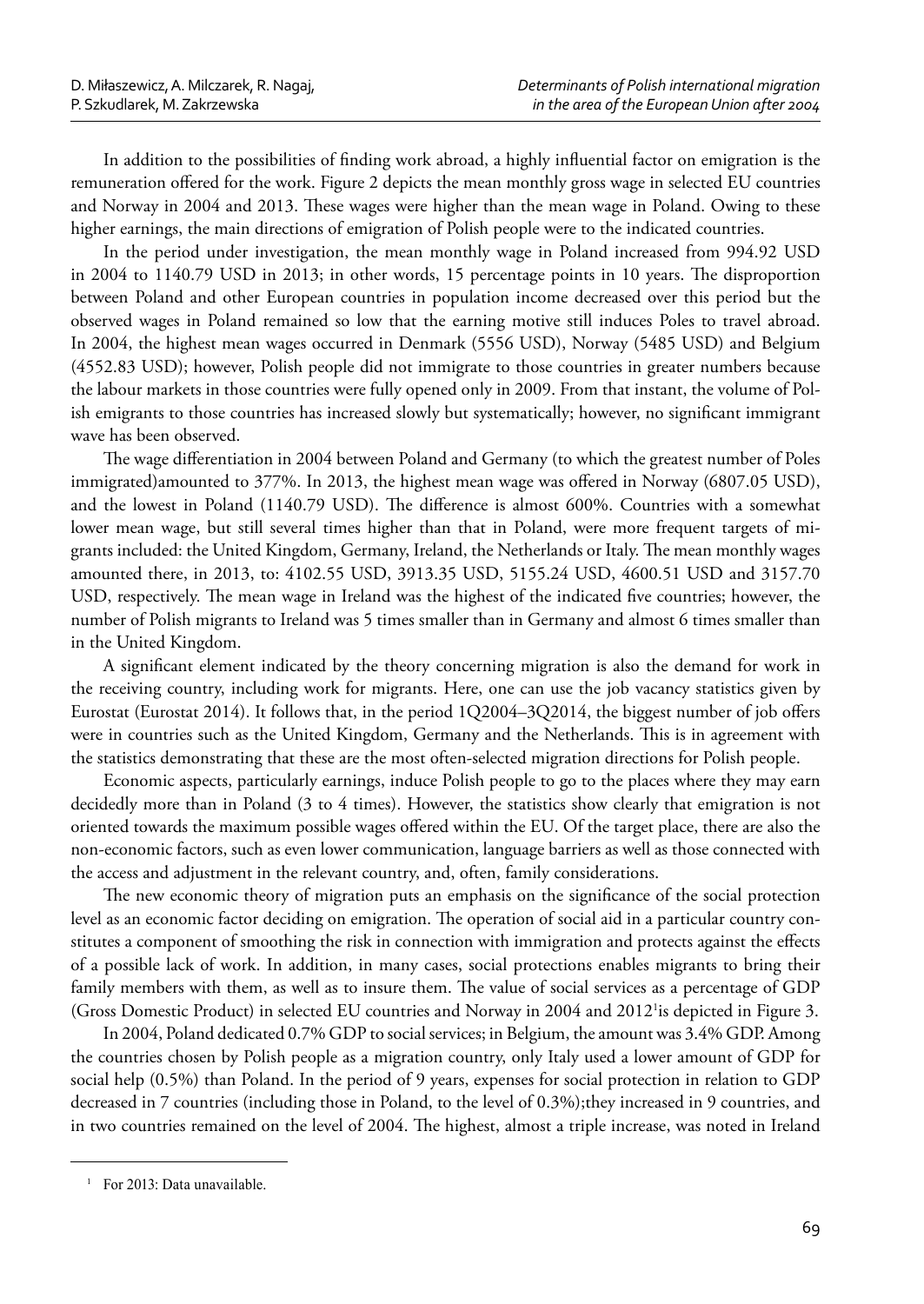In addition to the possibilities of finding work abroad, a highly influential factor on emigration is the remuneration offered for the work. Figure 2 depicts the mean monthly gross wage in selected EU countries and Norway in 2004 and 2013. These wages were higher than the mean wage in Poland. Owing to these higher earnings, the main directions of emigration of Polish people were to the indicated countries.

In the period under investigation, the mean monthly wage in Poland increased from 994.92 USD in 2004 to 1140.79 USD in 2013; in other words, 15 percentage points in 10 years. The disproportion between Poland and other European countries in population income decreased over this period but the observed wages in Poland remained so low that the earning motive still induces Poles to travel abroad. In 2004, the highest mean wages occurred in Denmark (5556 USD), Norway (5485 USD) and Belgium (4552.83 USD); however, Polish people did not immigrate to those countries in greater numbers because the labour markets in those countries were fully opened only in 2009. From that instant, the volume of Polish emigrants to those countries has increased slowly but systematically; however, no significant immigrant wave has been observed.

The wage differentiation in 2004 between Poland and Germany (to which the greatest number of Poles immigrated)amounted to 377%. In 2013, the highest mean wage was offered in Norway (6807.05 USD), and the lowest in Poland (1140.79 USD). The difference is almost 600%. Countries with a somewhat lower mean wage, but still several times higher than that in Poland, were more frequent targets of migrants included: the United Kingdom, Germany, Ireland, the Netherlands or Italy. The mean monthly wages amounted there, in 2013, to: 4102.55 USD, 3913.35 USD, 5155.24 USD, 4600.51 USD and 3157.70 USD, respectively. The mean wage in Ireland was the highest of the indicated five countries; however, the number of Polish migrants to Ireland was 5 times smaller than in Germany and almost 6 times smaller than in the United Kingdom.

A significant element indicated by the theory concerning migration is also the demand for work in the receiving country, including work for migrants. Here, one can use the job vacancy statistics given by Eurostat (Eurostat 2014). It follows that, in the period 1Q2004–3Q2014, the biggest number of job offers were in countries such as the United Kingdom, Germany and the Netherlands. This is in agreement with the statistics demonstrating that these are the most often-selected migration directions for Polish people.

Economic aspects, particularly earnings, induce Polish people to go to the places where they may earn decidedly more than in Poland (3 to 4 times). However, the statistics show clearly that emigration is not oriented towards the maximum possible wages offered within the EU. Of the target place, there are also the non-economic factors, such as even lower communication, language barriers as well as those connected with the access and adjustment in the relevant country, and, often, family considerations.

The new economic theory of migration puts an emphasis on the significance of the social protection level as an economic factor deciding on emigration. The operation of social aid in a particular country constitutes a component of smoothing the risk in connection with immigration and protects against the effects of a possible lack of work. In addition, in many cases, social protections enables migrants to bring their family members with them, as well as to insure them. The value of social services as a percentage of GDP (Gross Domestic Product) in selected EU countries and Norway in 2004 and 2012[1]is depicted in Figure 3.

In 2004, Poland dedicated 0.7% GDP to social services; in Belgium, the amount was 3.4% GDP. Among the countries chosen by Polish people as a migration country, only Italy used a lower amount of GDP for social help (0.5%) than Poland. In the period of 9 years, expenses for social protection in relation to GDP decreased in 7 countries (including those in Poland, to the level of 0.3%);they increased in 9 countries, and in two countries remained on the level of 2004. The highest, almost a triple increase, was noted in Ireland

[1] For 2013: Data unavailable.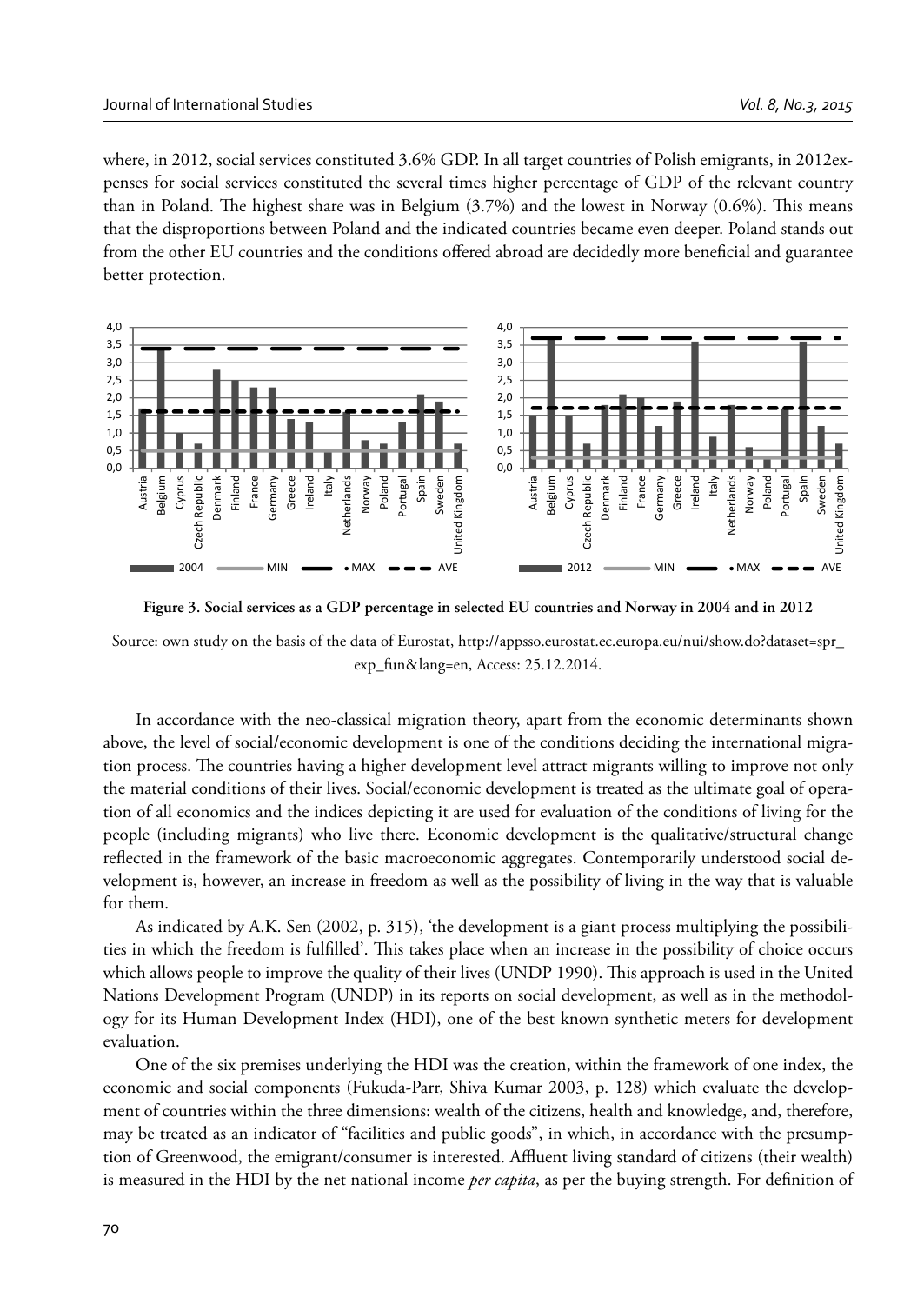where, in 2012, social services constituted 3.6% GDP. In all target countries of Polish emigrants, in 2012expenses for social services constituted the several times higher percentage of GDP of the relevant country than in Poland. The highest share was in Belgium (3.7%) and the lowest in Norway (0.6%). This means that the disproportions between Poland and the indicated countries became even deeper. Poland stands out from the other EU countries and the conditions offered abroad are decidedly more beneficial and guarantee better protection.

**Figure 3. Social services as a GDP percentage in selected EU countries and Norway in 2004 and in 2012**

Source: own study on the basis of the data of Eurostat, http://appsso.eurostat.ec.europa.eu/nui/show.do?dataset=spr_exp_fun&lang=en, Access: 25.12.2014.

In accordance with the neo-classical migration theory, apart from the economic determinants shown above, the level of social/economic development is one of the conditions deciding the international migration process. The countries having a higher development level attract migrants willing to improve not only the material conditions of their lives. Social/economic development is treated as the ultimate goal of operation of all economics and the indices depicting it are used for evaluation of the conditions of living for the people (including migrants) who live there. Economic development is the qualitative/structural change reflected in the framework of the basic macroeconomic aggregates. Contemporarily understood social development is, however, an increase in freedom as well as the possibility of living in the way that is valuable for them.

As indicated by A.K. Sen (2002, p. 315), 'the development is a giant process multiplying the possibilities in which the freedom is fulfilled'. This takes place when an increase in the possibility of choice occurs which allows people to improve the quality of their lives (UNDP 1990). This approach is used in the United Nations Development Program (UNDP) in its reports on social development, as well as in the methodology for its Human Development Index (HDI), one of the best known synthetic meters for development evaluation.

One of the six premises underlying the HDI was the creation, within the framework of one index, the economic and social components (Fukuda-Parr, Shiva Kumar 2003, p. 128) which evaluate the development of countries within the three dimensions: wealth of the citizens, health and knowledge, and, therefore, may be treated as an indicator of "facilities and public goods", in which, in accordance with the presumption of Greenwood, the emigrant/consumer is interested. Affluent living standard of citizens (their wealth) is measured in the HDI by the net national income *per capita*, as per the buying strength. For definition of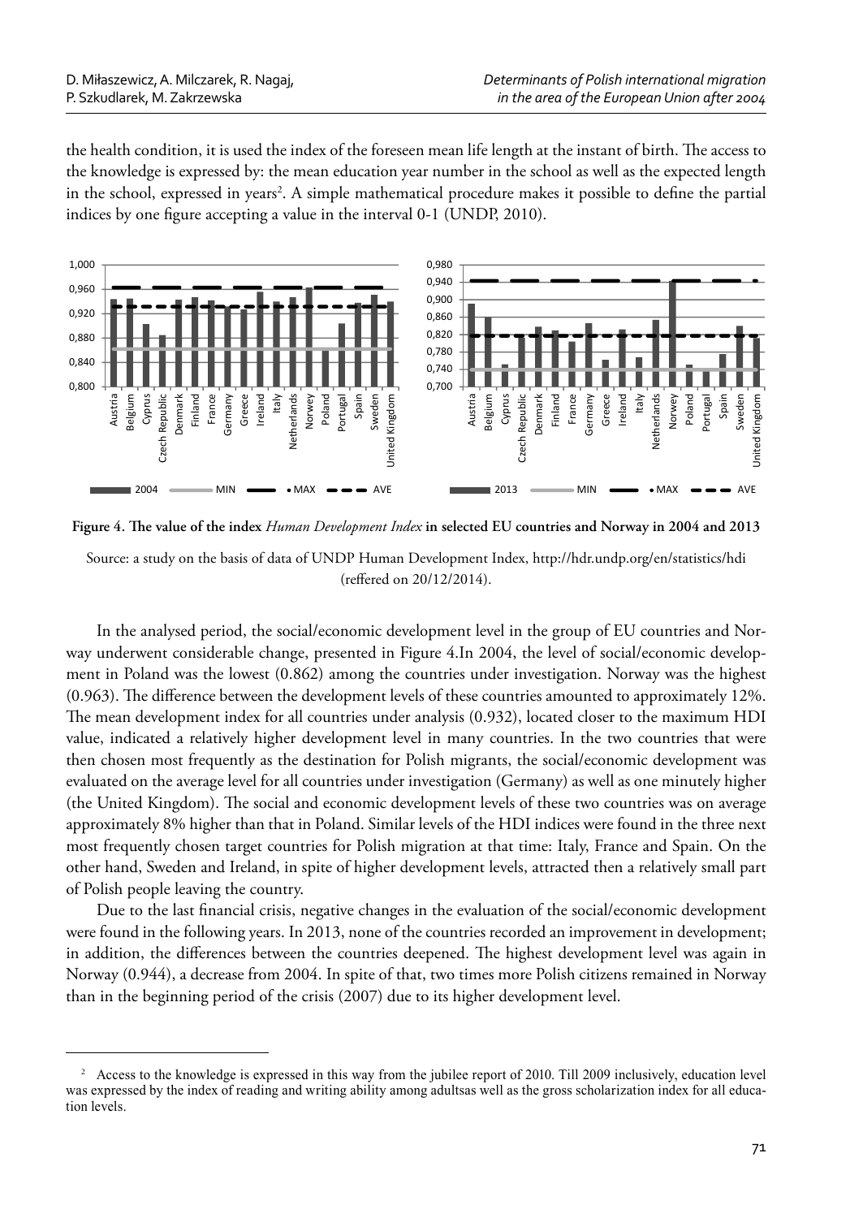the health condition, it is used the index of the foreseen mean life length at the instant of birth. The access to the knowledge is expressed by: the mean education year number in the school as well as the expected length in the school, expressed in years[2]. A simple mathematical procedure makes it possible to define the partial indices by one figure accepting a value in the interval 0-1 (UNDP, 2010).

**Figure 4. The value of the index *Human Development Index* in selected EU countries and Norway in 2004 and 2013**

Source: a study on the basis of data of UNDP Human Development Index, http://hdr.undp.org/en/statistics/hdi (reffered on 20/12/2014).

In the analysed period, the social/economic development level in the group of EU countries and Norway underwent considerable change, presented in Figure 4.In 2004, the level of social/economic development in Poland was the lowest (0.862) among the countries under investigation. Norway was the highest (0.963). The difference between the development levels of these countries amounted to approximately 12%. The mean development index for all countries under analysis (0.932), located closer to the maximum HDI value, indicated a relatively higher development level in many countries. In the two countries that were then chosen most frequently as the destination for Polish migrants, the social/economic development was evaluated on the average level for all countries under investigation (Germany) as well as one minutely higher (the United Kingdom). The social and economic development levels of these two countries was on average approximately 8% higher than that in Poland. Similar levels of the HDI indices were found in the three next most frequently chosen target countries for Polish migration at that time: Italy, France and Spain. On the other hand, Sweden and Ireland, in spite of higher development levels, attracted then a relatively small part of Polish people leaving the country.

Due to the last financial crisis, negative changes in the evaluation of the social/economic development were found in the following years. In 2013, none of the countries recorded an improvement in development; in addition, the differences between the countries deepened. The highest development level was again in Norway (0.944), a decrease from 2004. In spite of that, two times more Polish citizens remained in Norway than in the beginning period of the crisis (2007) due to its higher development level.

---

[2] Access to the knowledge is expressed in this way from the jubilee report of 2010. Till 2009 inclusively, education level was expressed by the index of reading and writing ability among adultsas well as the gross scholarization index for all education levels.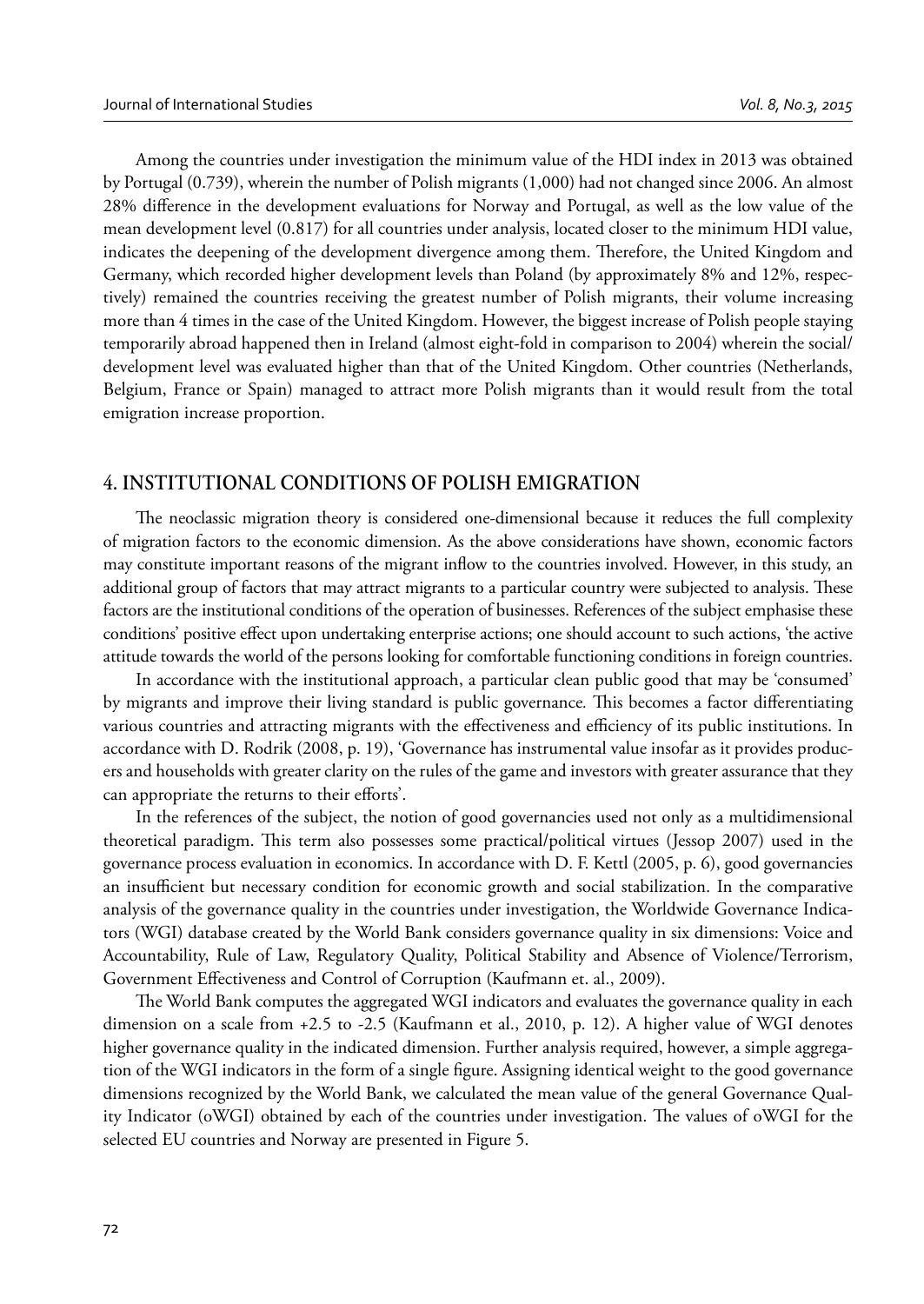Among the countries under investigation the minimum value of the HDI index in 2013 was obtained by Portugal (0.739), wherein the number of Polish migrants (1,000) had not changed since 2006. An almost 28% difference in the development evaluations for Norway and Portugal, as well as the low value of the mean development level (0.817) for all countries under analysis, located closer to the minimum HDI value, indicates the deepening of the development divergence among them. Therefore, the United Kingdom and Germany, which recorded higher development levels than Poland (by approximately 8% and 12%, respectively) remained the countries receiving the greatest number of Polish migrants, their volume increasing more than 4 times in the case of the United Kingdom. However, the biggest increase of Polish people staying temporarily abroad happened then in Ireland (almost eight-fold in comparison to 2004) wherein the social/development level was evaluated higher than that of the United Kingdom. Other countries (Netherlands, Belgium, France or Spain) managed to attract more Polish migrants than it would result from the total emigration increase proportion.

## 4. INSTITUTIONAL CONDITIONS OF POLISH EMIGRATION

The neoclassic migration theory is considered one-dimensional because it reduces the full complexity of migration factors to the economic dimension. As the above considerations have shown, economic factors may constitute important reasons of the migrant inflow to the countries involved. However, in this study, an additional group of factors that may attract migrants to a particular country were subjected to analysis. These factors are the institutional conditions of the operation of businesses. References of the subject emphasise these conditions' positive effect upon undertaking enterprise actions; one should account to such actions, 'the active attitude towards the world of the persons looking for comfortable functioning conditions in foreign countries.

In accordance with the institutional approach, a particular clean public good that may be 'consumed' by migrants and improve their living standard is public governance*.* This becomes a factor differentiating various countries and attracting migrants with the effectiveness and efficiency of its public institutions. In accordance with D. Rodrik (2008, p. 19), 'Governance has instrumental value insofar as it provides producers and households with greater clarity on the rules of the game and investors with greater assurance that they can appropriate the returns to their efforts'.

In the references of the subject, the notion of good governancies used not only as a multidimensional theoretical paradigm. This term also possesses some practical/political virtues (Jessop 2007) used in the governance process evaluation in economics. In accordance with D. F. Kettl (2005, p. 6), good governancies an insufficient but necessary condition for economic growth and social stabilization. In the comparative analysis of the governance quality in the countries under investigation, the Worldwide Governance Indicators (WGI) database created by the World Bank considers governance quality in six dimensions: Voice and Accountability, Rule of Law, Regulatory Quality, Political Stability and Absence of Violence/Terrorism, Government Effectiveness and Control of Corruption (Kaufmann et. al., 2009).

The World Bank computes the aggregated WGI indicators and evaluates the governance quality in each dimension on a scale from +2.5 to -2.5 (Kaufmann et al., 2010, p. 12). A higher value of WGI denotes higher governance quality in the indicated dimension. Further analysis required, however, a simple aggregation of the WGI indicators in the form of a single figure. Assigning identical weight to the good governance dimensions recognized by the World Bank, we calculated the mean value of the general Governance Quality Indicator (oWGI) obtained by each of the countries under investigation. The values of oWGI for the selected EU countries and Norway are presented in Figure 5.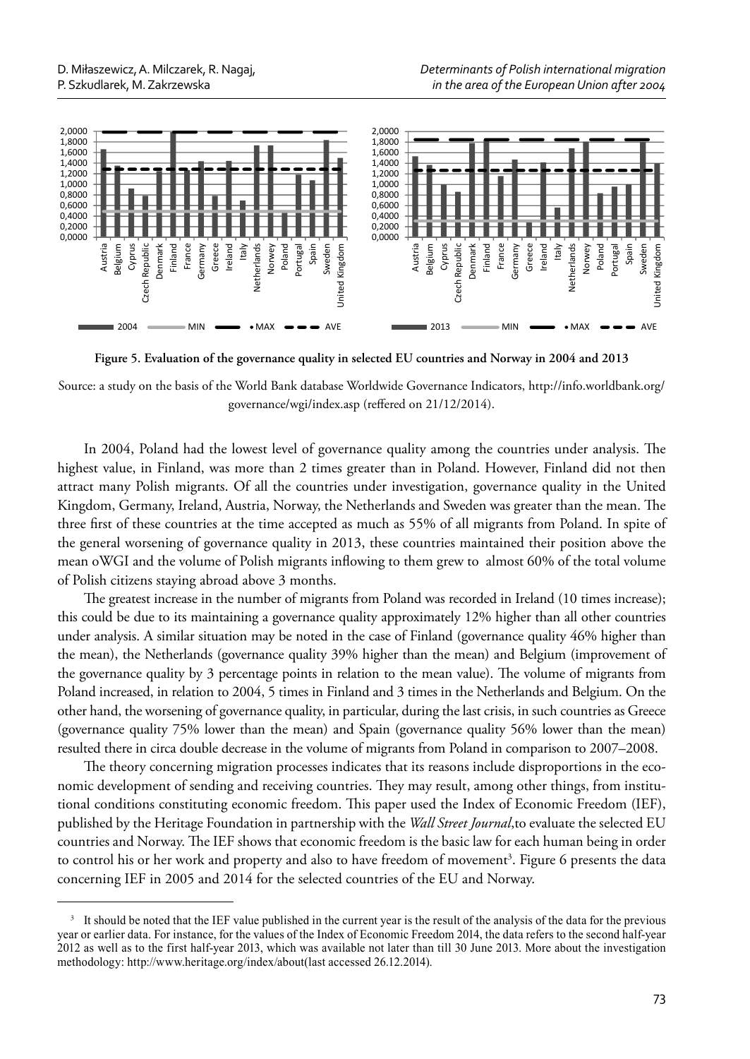**Figure 5. Evaluation of the governance quality in selected EU countries and Norway in 2004 and 2013**

Source: a study on the basis of the World Bank database Worldwide Governance Indicators, http://info.worldbank.org/governance/wgi/index.asp (reffered on 21/12/2014).

In 2004, Poland had the lowest level of governance quality among the countries under analysis. The highest value, in Finland, was more than 2 times greater than in Poland. However, Finland did not then attract many Polish migrants. Of all the countries under investigation, governance quality in the United Kingdom, Germany, Ireland, Austria, Norway, the Netherlands and Sweden was greater than the mean. The three first of these countries at the time accepted as much as 55% of all migrants from Poland. In spite of the general worsening of governance quality in 2013, these countries maintained their position above the mean oWGI and the volume of Polish migrants inflowing to them grew to almost 60% of the total volume of Polish citizens staying abroad above 3 months.

The greatest increase in the number of migrants from Poland was recorded in Ireland (10 times increase); this could be due to its maintaining a governance quality approximately 12% higher than all other countries under analysis. A similar situation may be noted in the case of Finland (governance quality 46% higher than the mean), the Netherlands (governance quality 39% higher than the mean) and Belgium (improvement of the governance quality by 3 percentage points in relation to the mean value). The volume of migrants from Poland increased, in relation to 2004, 5 times in Finland and 3 times in the Netherlands and Belgium. On the other hand, the worsening of governance quality, in particular, during the last crisis, in such countries as Greece (governance quality 75% lower than the mean) and Spain (governance quality 56% lower than the mean) resulted there in circa double decrease in the volume of migrants from Poland in comparison to 2007–2008.

The theory concerning migration processes indicates that its reasons include disproportions in the economic development of sending and receiving countries. They may result, among other things, from institutional conditions constituting economic freedom. This paper used the Index of Economic Freedom (IEF), published by the Heritage Foundation in partnership with the *Wall Street Journal*,to evaluate the selected EU countries and Norway. The IEF shows that economic freedom is the basic law for each human being in order to control his or her work and property and also to have freedom of movement[3]. Figure 6 presents the data concerning IEF in 2005 and 2014 for the selected countries of the EU and Norway.

[3] It should be noted that the IEF value published in the current year is the result of the analysis of the data for the previous year or earlier data. For instance, for the values of the Index of Economic Freedom 2014, the data refers to the second half-year 2012 as well as to the first half-year 2013, which was available not later than till 30 June 2013. More about the investigation methodology: http://www.heritage.org/index/about(last accessed 26.12.2014).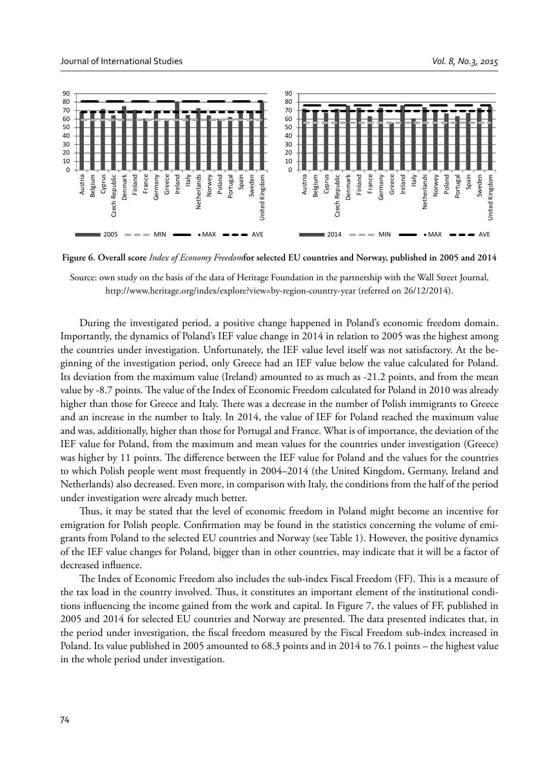**Figure 6. Overall score** ***Index of Economy Freedom*** **for selected EU countries and Norway, published in 2005 and 2014**

Source: own study on the basis of the data of Heritage Foundation in the partnership with the Wall Street Journal, http://www.heritage.org/index/explore?view=by-region-country-year (referred on 26/12/2014).

During the investigated period, a positive change happened in Poland's economic freedom domain. Importantly, the dynamics of Poland's IEF value change in 2014 in relation to 2005 was the highest among the countries under investigation. Unfortunately, the IEF value level itself was not satisfactory. At the beginning of the investigation period, only Greece had an IEF value below the value calculated for Poland. Its deviation from the maximum value (Ireland) amounted to as much as -21.2 points, and from the mean value by -8.7 points. The value of the Index of Economic Freedom calculated for Poland in 2010 was already higher than those for Greece and Italy. There was a decrease in the number of Polish immigrants to Greece and an increase in the number to Italy. In 2014, the value of IEF for Poland reached the maximum value and was, additionally, higher than those for Portugal and France. What is of importance, the deviation of the IEF value for Poland, from the maximum and mean values for the countries under investigation (Greece) was higher by 11 points. The difference between the IEF value for Poland and the values for the countries to which Polish people went most frequently in 2004–2014 (the United Kingdom, Germany, Ireland and Netherlands) also decreased. Even more, in comparison with Italy, the conditions from the half of the period under investigation were already much better.

Thus, it may be stated that the level of economic freedom in Poland might become an incentive for emigration for Polish people. Confirmation may be found in the statistics concerning the volume of emigrants from Poland to the selected EU countries and Norway (see Table 1). However, the positive dynamics of the IEF value changes for Poland, bigger than in other countries, may indicate that it will be a factor of decreased influence.

The Index of Economic Freedom also includes the sub-index Fiscal Freedom (FF). This is a measure of the tax load in the country involved. Thus, it constitutes an important element of the institutional conditions influencing the income gained from the work and capital. In Figure 7, the values of FF, published in 2005 and 2014 for selected EU countries and Norway are presented. The data presented indicates that, in the period under investigation, the fiscal freedom measured by the Fiscal Freedom sub-index increased in Poland. Its value published in 2005 amounted to 68.3 points and in 2014 to 76.1 points – the highest value in the whole period under investigation.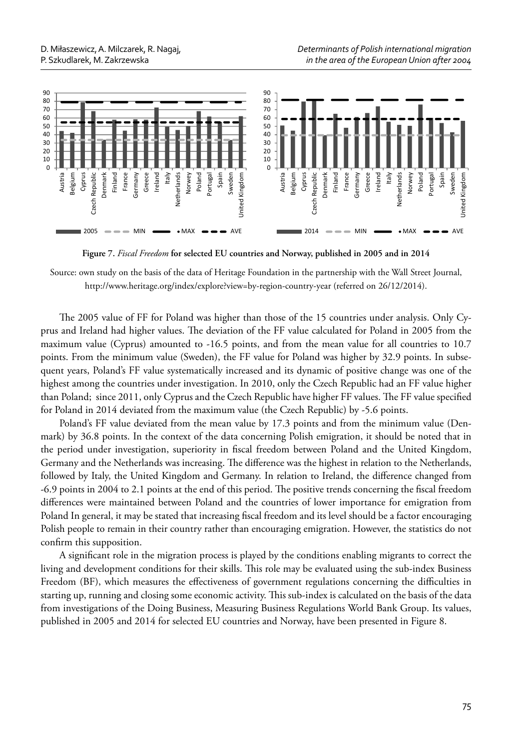**Figure 7.** *Fiscal Freedom* **for selected EU countries and Norway, published in 2005 and in 2014**

Source: own study on the basis of the data of Heritage Foundation in the partnership with the Wall Street Journal, http://www.heritage.org/index/explore?view=by-region-country-year (referred on 26/12/2014).

The 2005 value of FF for Poland was higher than those of the 15 countries under analysis. Only Cyprus and Ireland had higher values. The deviation of the FF value calculated for Poland in 2005 from the maximum value (Cyprus) amounted to -16.5 points, and from the mean value for all countries to 10.7 points. From the minimum value (Sweden), the FF value for Poland was higher by 32.9 points. In subsequent years, Poland's FF value systematically increased and its dynamic of positive change was one of the highest among the countries under investigation. In 2010, only the Czech Republic had an FF value higher than Poland; since 2011, only Cyprus and the Czech Republic have higher FF values. The FF value specified for Poland in 2014 deviated from the maximum value (the Czech Republic) by -5.6 points.

Poland's FF value deviated from the mean value by 17.3 points and from the minimum value (Denmark) by 36.8 points. In the context of the data concerning Polish emigration, it should be noted that in the period under investigation, superiority in fiscal freedom between Poland and the United Kingdom, Germany and the Netherlands was increasing. The difference was the highest in relation to the Netherlands, followed by Italy, the United Kingdom and Germany. In relation to Ireland, the difference changed from -6.9 points in 2004 to 2.1 points at the end of this period. The positive trends concerning the fiscal freedom differences were maintained between Poland and the countries of lower importance for emigration from Poland In general, it may be stated that increasing fiscal freedom and its level should be a factor encouraging Polish people to remain in their country rather than encouraging emigration. However, the statistics do not confirm this supposition.

A significant role in the migration process is played by the conditions enabling migrants to correct the living and development conditions for their skills. This role may be evaluated using the sub-index Business Freedom (BF), which measures the effectiveness of government regulations concerning the difficulties in starting up, running and closing some economic activity. This sub-index is calculated on the basis of the data from investigations of the Doing Business, Measuring Business Regulations World Bank Group. Its values, published in 2005 and 2014 for selected EU countries and Norway, have been presented in Figure 8.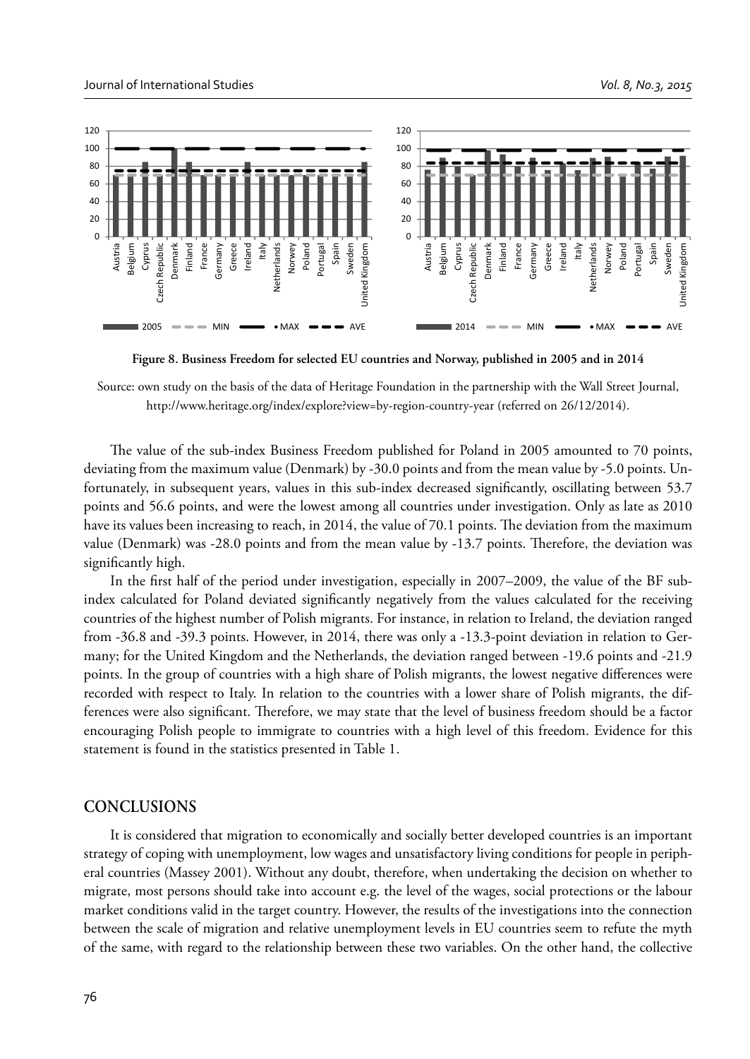**Figure 8. Business Freedom for selected EU countries and Norway, published in 2005 and in 2014**

Source: own study on the basis of the data of Heritage Foundation in the partnership with the Wall Street Journal, http://www.heritage.org/index/explore?view=by-region-country-year (referred on 26/12/2014).

The value of the sub-index Business Freedom published for Poland in 2005 amounted to 70 points, deviating from the maximum value (Denmark) by -30.0 points and from the mean value by -5.0 points. Unfortunately, in subsequent years, values in this sub-index decreased significantly, oscillating between 53.7 points and 56.6 points, and were the lowest among all countries under investigation. Only as late as 2010 have its values been increasing to reach, in 2014, the value of 70.1 points. The deviation from the maximum value (Denmark) was -28.0 points and from the mean value by -13.7 points. Therefore, the deviation was significantly high.

In the first half of the period under investigation, especially in 2007–2009, the value of the BF sub-index calculated for Poland deviated significantly negatively from the values calculated for the receiving countries of the highest number of Polish migrants. For instance, in relation to Ireland, the deviation ranged from -36.8 and -39.3 points. However, in 2014, there was only a -13.3-point deviation in relation to Germany; for the United Kingdom and the Netherlands, the deviation ranged between -19.6 points and -21.9 points. In the group of countries with a high share of Polish migrants, the lowest negative differences were recorded with respect to Italy. In relation to the countries with a lower share of Polish migrants, the differences were also significant. Therefore, we may state that the level of business freedom should be a factor encouraging Polish people to immigrate to countries with a high level of this freedom. Evidence for this statement is found in the statistics presented in Table 1.

## CONCLUSIONS

It is considered that migration to economically and socially better developed countries is an important strategy of coping with unemployment, low wages and unsatisfactory living conditions for people in peripheral countries (Massey 2001). Without any doubt, therefore, when undertaking the decision on whether to migrate, most persons should take into account e.g. the level of the wages, social protections or the labour market conditions valid in the target country. However, the results of the investigations into the connection between the scale of migration and relative unemployment levels in EU countries seem to refute the myth of the same, with regard to the relationship between these two variables. On the other hand, the collective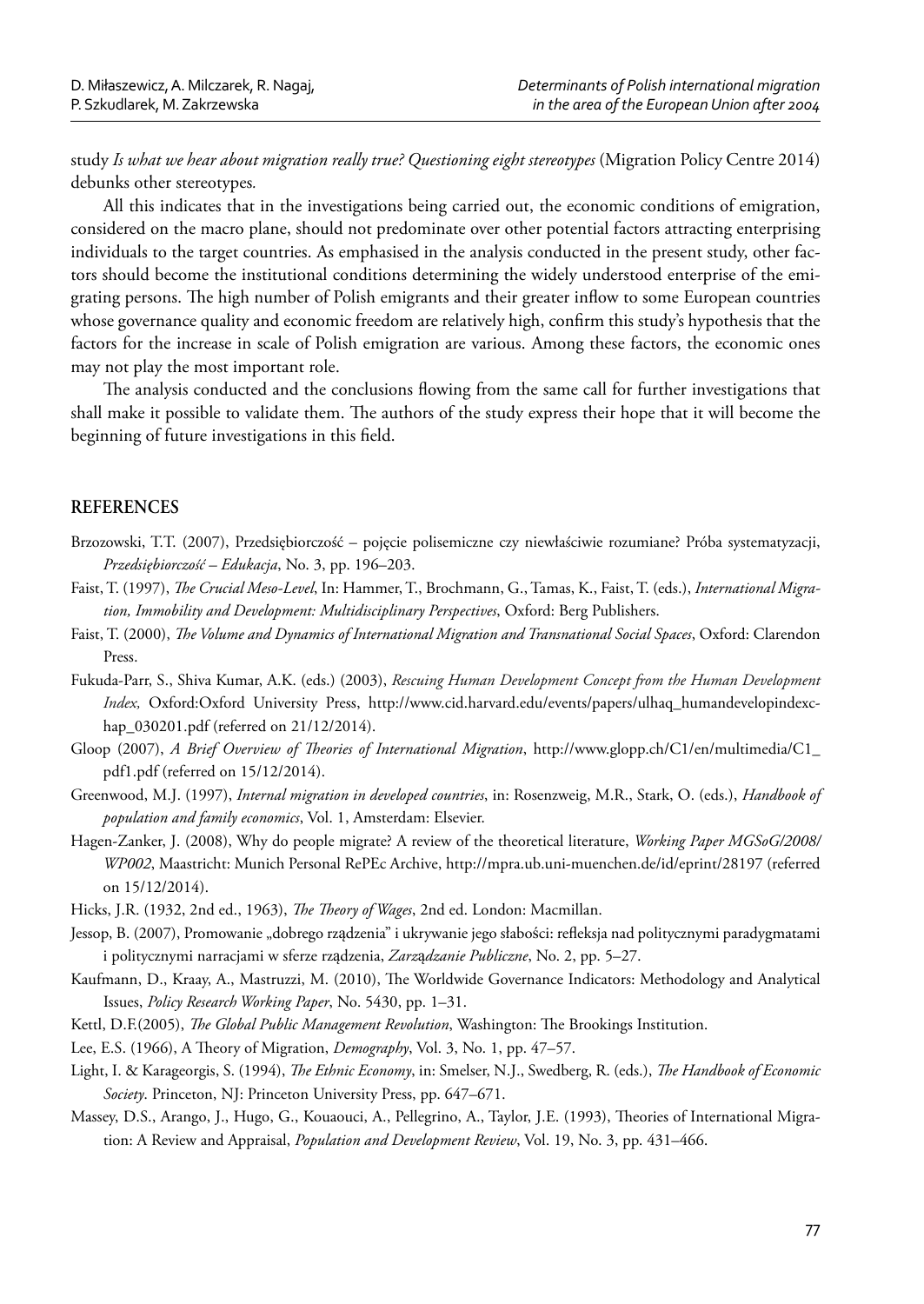study *Is what we hear about migration really true? Questioning eight stereotypes* (Migration Policy Centre 2014) debunks other stereotypes.

All this indicates that in the investigations being carried out, the economic conditions of emigration, considered on the macro plane, should not predominate over other potential factors attracting enterprising individuals to the target countries. As emphasised in the analysis conducted in the present study, other factors should become the institutional conditions determining the widely understood enterprise of the emigrating persons. The high number of Polish emigrants and their greater inflow to some European countries whose governance quality and economic freedom are relatively high, confirm this study's hypothesis that the factors for the increase in scale of Polish emigration are various. Among these factors, the economic ones may not play the most important role.

The analysis conducted and the conclusions flowing from the same call for further investigations that shall make it possible to validate them. The authors of the study express their hope that it will become the beginning of future investigations in this field.

## REFERENCES

Brzozowski, T.T. (2007), Przedsiębiorczość – pojęcie polisemiczne czy niewłaściwie rozumiane? Próba systematyzacji, *Przedsiębiorczość – Edukacja*, No. 3, pp. 196–203.

Faist, T. (1997), *The Crucial Meso-Level*, In: Hammer, T., Brochmann, G., Tamas, K., Faist, T. (eds.), *International Migration, Immobility and Development: Multidisciplinary Perspectives*, Oxford: Berg Publishers.

Faist, T. (2000), *The Volume and Dynamics of International Migration and Transnational Social Spaces*, Oxford: Clarendon Press.

Fukuda-Parr, S., Shiva Kumar, A.K. (eds.) (2003), *Rescuing Human Development Concept from the Human Development Index,* Oxford:Oxford University Press, http://www.cid.harvard.edu/events/papers/ulhaq_humandevelopindexchap_030201.pdf (referred on 21/12/2014).

Gloop (2007), *A Brief Overview of Theories of International Migration*, http://www.glopp.ch/C1/en/multimedia/C1_pdf1.pdf (referred on 15/12/2014).

Greenwood, M.J. (1997), *Internal migration in developed countries*, in: Rosenzweig, M.R., Stark, O. (eds.), *Handbook of population and family economics*, Vol. 1, Amsterdam: Elsevier.

Hagen-Zanker, J. (2008), Why do people migrate? A review of the theoretical literature, *Working Paper MGSoG/2008/WP002*, Maastricht: Munich Personal RePEc Archive, http://mpra.ub.uni-muenchen.de/id/eprint/28197 (referred on 15/12/2014).

Hicks, J.R. (1932, 2nd ed., 1963), *The Theory of Wages*, 2nd ed. London: Macmillan.

Jessop, B. (2007), Promowanie „dobrego rządzenia" i ukrywanie jego słabości: refleksja nad politycznymi paradygmatami i politycznymi narracjami w sferze rządzenia, *Zarządzanie Publiczne*, No. 2, pp. 5–27.

Kaufmann, D., Kraay, A., Mastruzzi, M. (2010), The Worldwide Governance Indicators: Methodology and Analytical Issues, *Policy Research Working Paper*, No. 5430, pp. 1–31.

Kettl, D.F.(2005), *The Global Public Management Revolution*, Washington: The Brookings Institution.

Lee, E.S. (1966), A Theory of Migration, *Demography*, Vol. 3, No. 1, pp. 47–57.

Light, I. & Karageorgis, S. (1994), *The Ethnic Economy*, in: Smelser, N.J., Swedberg, R. (eds.), *The Handbook of Economic Society*. Princeton, NJ: Princeton University Press, pp. 647–671.

Massey, D.S., Arango, J., Hugo, G., Kouaouci, A., Pellegrino, A., Taylor, J.E. (1993), Theories of International Migration: A Review and Appraisal, *Population and Development Review*, Vol. 19, No. 3, pp. 431–466.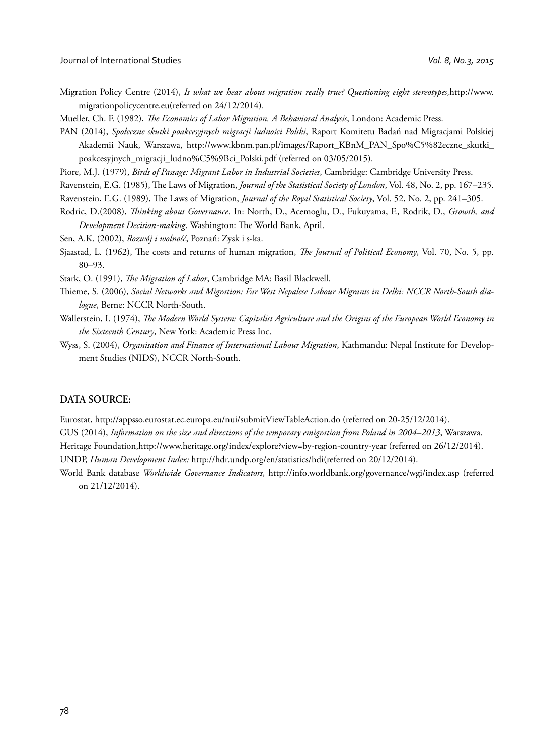Migration Policy Centre (2014), *Is what we hear about migration really true? Questioning eight stereotypes,*http://www.migrationpolicycentre.eu(referred on 24/12/2014).

Mueller, Ch. F. (1982), *The Economics of Labor Migration. A Behavioral Analysis*, London: Academic Press.

PAN (2014), *Społeczne skutki poakcesyjnych migracji ludności Polski*, Raport Komitetu Badań nad Migracjami Polskiej Akademii Nauk, Warszawa, http://www.kbnm.pan.pl/images/Raport_KBnM_PAN_Spo%C5%82eczne_skutki_poakcesyjnych_migracji_ludno%C5%9Bci_Polski.pdf (referred on 03/05/2015).

Piore, M.J. (1979), *Birds of Passage: Migrant Labor in Industrial Societies*, Cambridge: Cambridge University Press.

Ravenstein, E.G. (1985), The Laws of Migration, *Journal of the Statistical Society of London*, Vol. 48, No. 2, pp. 167–235.

Ravenstein, E.G. (1989), The Laws of Migration, *Journal of the Royal Statistical Society*, Vol. 52, No. 2, pp. 241–305.

Rodric, D.(2008), *Thinking about Governance*. In: North, D., Acemoglu, D., Fukuyama, F., Rodrik, D., *Growth, and Development Decision-making*. Washington: The World Bank, April.

Sen, A.K. (2002), *Rozwój i wolność*, Poznań: Zysk i s-ka.

Sjaastad, L. (1962), The costs and returns of human migration, *The Journal of Political Economy*, Vol. 70, No. 5, pp. 80–93.

Stark, O. (1991), *The Migration of Labor*, Cambridge MA: Basil Blackwell.

Thieme, S. (2006), *Social Networks and Migration: Far West Nepalese Labour Migrants in Delhi: NCCR North-South dialogue*, Berne: NCCR North-South.

Wallerstein, I. (1974), *The Modern World System: Capitalist Agriculture and the Origins of the European World Economy in the Sixteenth Century*, New York: Academic Press Inc.

Wyss, S. (2004), *Organisation and Finance of International Labour Migration*, Kathmandu: Nepal Institute for Development Studies (NIDS), NCCR North-South.

## DATA SOURCE:

Eurostat, http://appsso.eurostat.ec.europa.eu/nui/submitViewTableAction.do (referred on 20-25/12/2014).

GUS (2014), *Information on the size and directions of the temporary emigration from Poland in 2004–2013*, Warszawa.

Heritage Foundation,http://www.heritage.org/index/explore?view=by-region-country-year (referred on 26/12/2014).

UNDP, *Human Development Index:* http://hdr.undp.org/en/statistics/hdi(referred on 20/12/2014).

World Bank database *Worldwide Governance Indicators*, http://info.worldbank.org/governance/wgi/index.asp (referred on 21/12/2014).